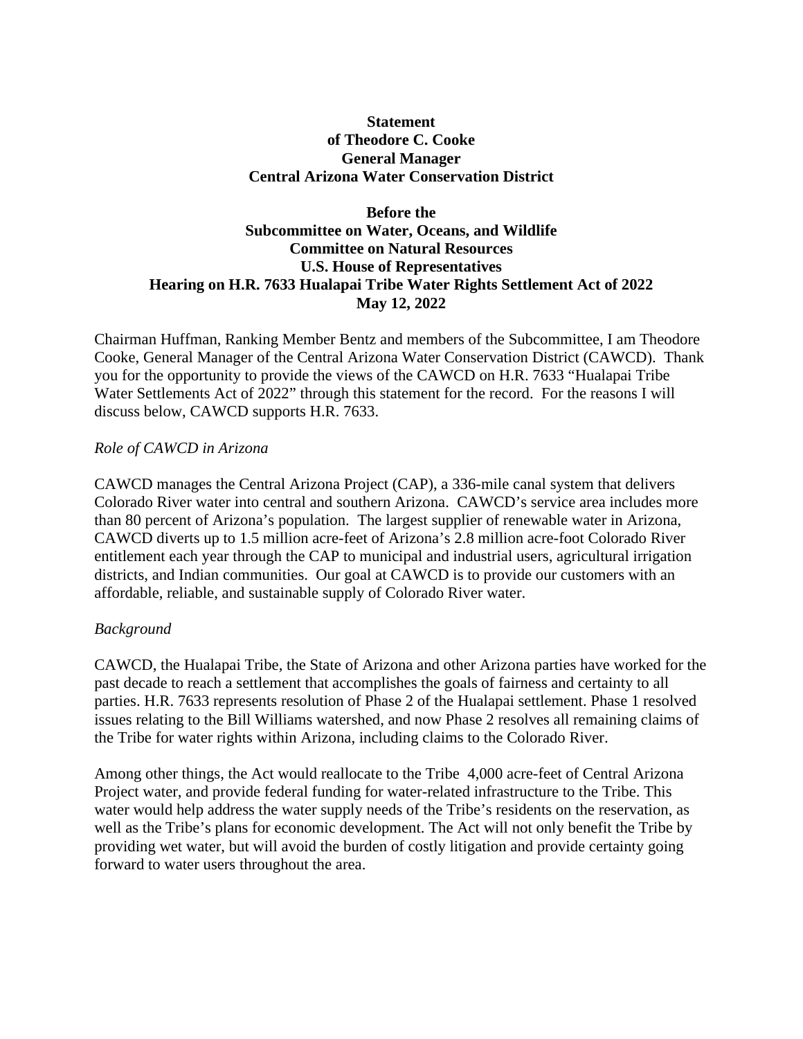**Statement**
**of Theodore C. Cooke**
**General Manager**
**Central Arizona Water Conservation District**

**Before the**
**Subcommittee on Water, Oceans, and Wildlife**
**Committee on Natural Resources**
**U.S. House of Representatives**
**Hearing on H.R. 7633 Hualapai Tribe Water Rights Settlement Act of 2022**
**May 12, 2022**

Chairman Huffman, Ranking Member Bentz and members of the Subcommittee, I am Theodore Cooke, General Manager of the Central Arizona Water Conservation District (CAWCD). Thank you for the opportunity to provide the views of the CAWCD on H.R. 7633 "Hualapai Tribe Water Settlements Act of 2022" through this statement for the record. For the reasons I will discuss below, CAWCD supports H.R. 7633.

*Role of CAWCD in Arizona*

CAWCD manages the Central Arizona Project (CAP), a 336-mile canal system that delivers Colorado River water into central and southern Arizona. CAWCD's service area includes more than 80 percent of Arizona's population. The largest supplier of renewable water in Arizona, CAWCD diverts up to 1.5 million acre-feet of Arizona's 2.8 million acre-foot Colorado River entitlement each year through the CAP to municipal and industrial users, agricultural irrigation districts, and Indian communities. Our goal at CAWCD is to provide our customers with an affordable, reliable, and sustainable supply of Colorado River water.

*Background*

CAWCD, the Hualapai Tribe, the State of Arizona and other Arizona parties have worked for the past decade to reach a settlement that accomplishes the goals of fairness and certainty to all parties. H.R. 7633 represents resolution of Phase 2 of the Hualapai settlement. Phase 1 resolved issues relating to the Bill Williams watershed, and now Phase 2 resolves all remaining claims of the Tribe for water rights within Arizona, including claims to the Colorado River.

Among other things, the Act would reallocate to the Tribe 4,000 acre-feet of Central Arizona Project water, and provide federal funding for water-related infrastructure to the Tribe. This water would help address the water supply needs of the Tribe's residents on the reservation, as well as the Tribe's plans for economic development. The Act will not only benefit the Tribe by providing wet water, but will avoid the burden of costly litigation and provide certainty going forward to water users throughout the area.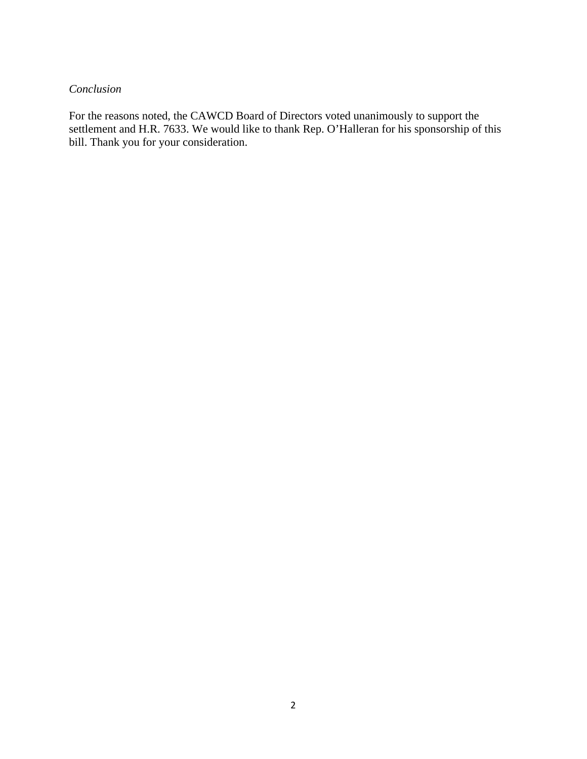*Conclusion*

For the reasons noted, the CAWCD Board of Directors voted unanimously to support the settlement and H.R. 7633. We would like to thank Rep. O'Halleran for his sponsorship of this bill. Thank you for your consideration.